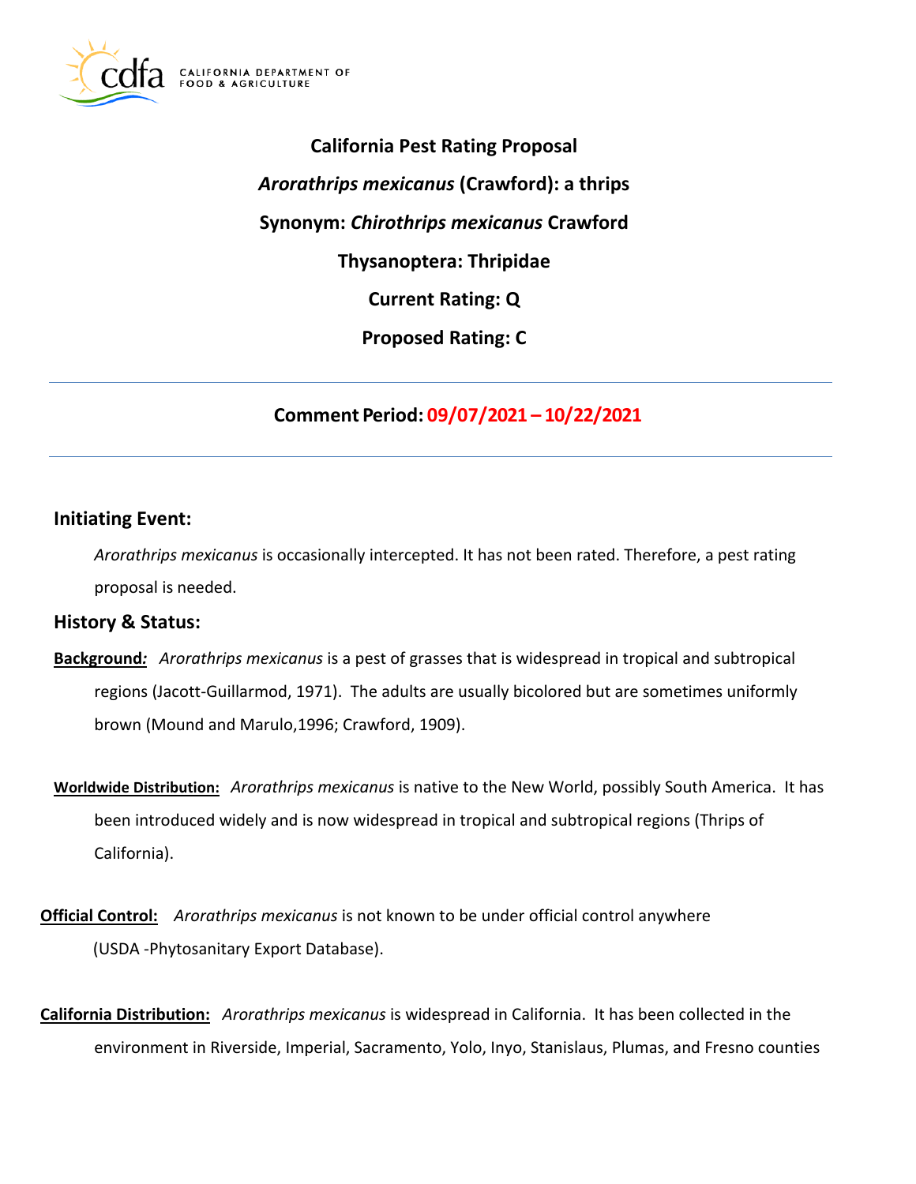**California Pest Rating Proposal**

***Arorathrips mexicanus* (Crawford): a thrips**

**Synonym: *Chirothrips mexicanus* Crawford**

**Thysanoptera: Thripidae**

**Current Rating: Q**

**Proposed Rating: C**

---

**Comment Period: 09/07/2021 – 10/22/2021**

---

## Initiating Event:

*Arorathrips mexicanus* is occasionally intercepted. It has not been rated. Therefore, a pest rating proposal is needed.

## History & Status:

**Background:** *Arorathrips mexicanus* is a pest of grasses that is widespread in tropical and subtropical regions (Jacott-Guillarmod, 1971). The adults are usually bicolored but are sometimes uniformly brown (Mound and Marulo,1996; Crawford, 1909).

**Worldwide Distribution:** *Arorathrips mexicanus* is native to the New World, possibly South America. It has been introduced widely and is now widespread in tropical and subtropical regions (Thrips of California).

**Official Control:** *Arorathrips mexicanus* is not known to be under official control anywhere (USDA -Phytosanitary Export Database).

**California Distribution:** *Arorathrips mexicanus* is widespread in California. It has been collected in the environment in Riverside, Imperial, Sacramento, Yolo, Inyo, Stanislaus, Plumas, and Fresno counties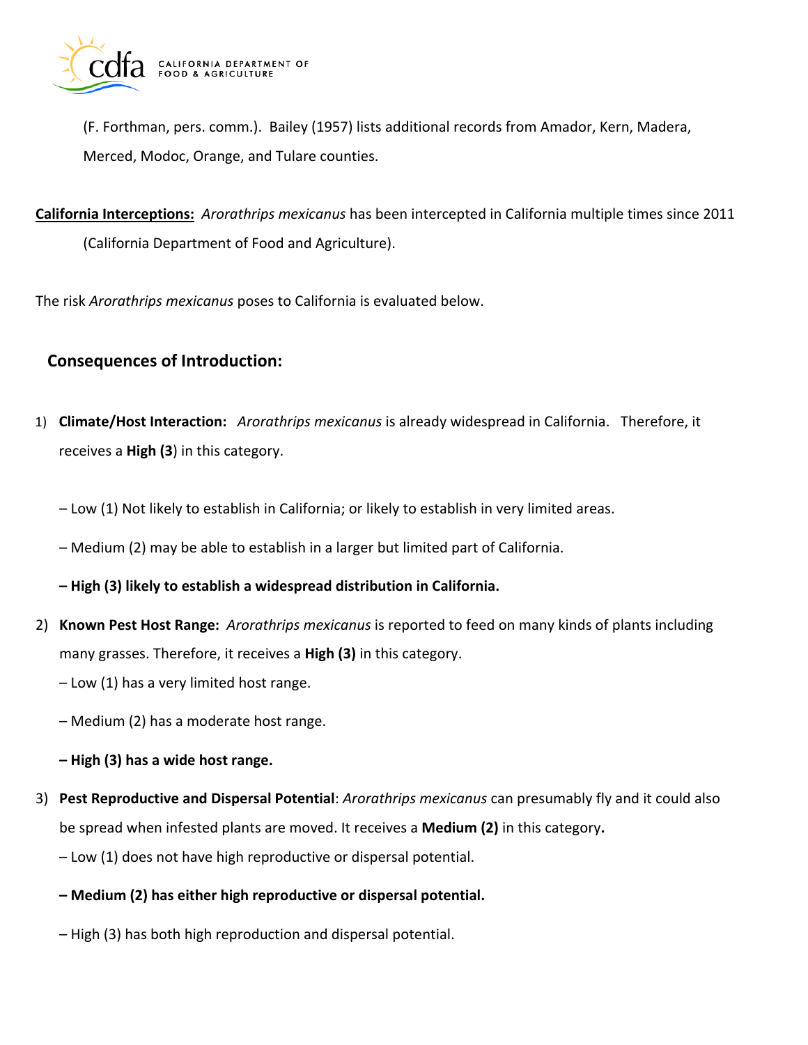(F. Forthman, pers. comm.). Bailey (1957) lists additional records from Amador, Kern, Madera, Merced, Modoc, Orange, and Tulare counties.

**California Interceptions:** *Arorathrips mexicanus* has been intercepted in California multiple times since 2011 (California Department of Food and Agriculture).

The risk *Arorathrips mexicanus* poses to California is evaluated below.

## Consequences of Introduction:

1) **Climate/Host Interaction:** *Arorathrips mexicanus* is already widespread in California. Therefore, it receives a **High (3**) in this category.

   – Low (1) Not likely to establish in California; or likely to establish in very limited areas.

   – Medium (2) may be able to establish in a larger but limited part of California.

   **– High (3) likely to establish a widespread distribution in California.**

2) **Known Pest Host Range:** *Arorathrips mexicanus* is reported to feed on many kinds of plants including many grasses. Therefore, it receives a **High (3)** in this category.

   – Low (1) has a very limited host range.

   – Medium (2) has a moderate host range.

   **– High (3) has a wide host range.**

3) **Pest Reproductive and Dispersal Potential**: *Arorathrips mexicanus* can presumably fly and it could also be spread when infested plants are moved. It receives a **Medium (2)** in this category**.**

   – Low (1) does not have high reproductive or dispersal potential.

   **– Medium (2) has either high reproductive or dispersal potential.**

   – High (3) has both high reproduction and dispersal potential.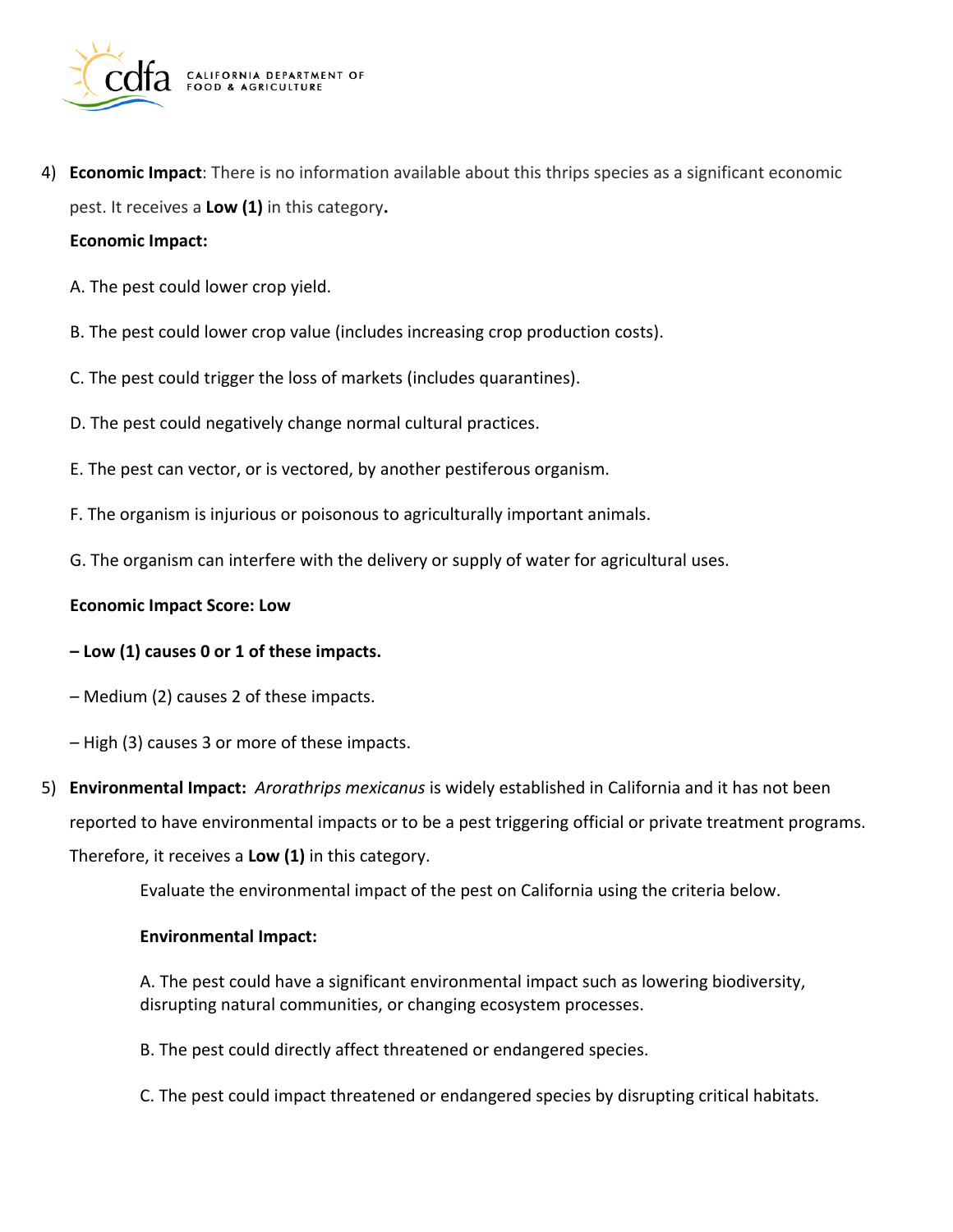4) **Economic Impact**: There is no information available about this thrips species as a significant economic pest. It receives a **Low (1)** in this category**.**

**Economic Impact:**

A. The pest could lower crop yield.

B. The pest could lower crop value (includes increasing crop production costs).

C. The pest could trigger the loss of markets (includes quarantines).

D. The pest could negatively change normal cultural practices.

E. The pest can vector, or is vectored, by another pestiferous organism.

F. The organism is injurious or poisonous to agriculturally important animals.

G. The organism can interfere with the delivery or supply of water for agricultural uses.

**Economic Impact Score: Low**

**– Low (1) causes 0 or 1 of these impacts.**

– Medium (2) causes 2 of these impacts.

– High (3) causes 3 or more of these impacts.

5) **Environmental Impact:** *Arorathrips mexicanus* is widely established in California and it has not been reported to have environmental impacts or to be a pest triggering official or private treatment programs. Therefore, it receives a **Low (1)** in this category.

Evaluate the environmental impact of the pest on California using the criteria below.

**Environmental Impact:**

A. The pest could have a significant environmental impact such as lowering biodiversity, disrupting natural communities, or changing ecosystem processes.

B. The pest could directly affect threatened or endangered species.

C. The pest could impact threatened or endangered species by disrupting critical habitats.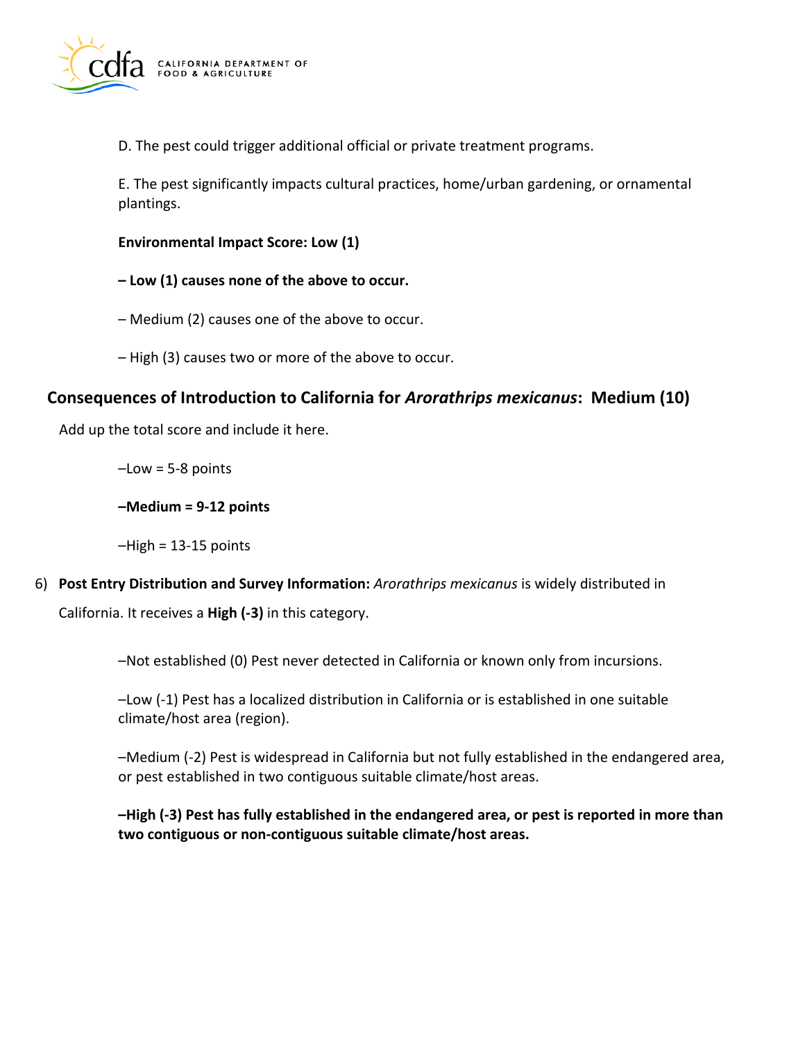D. The pest could trigger additional official or private treatment programs.

E. The pest significantly impacts cultural practices, home/urban gardening, or ornamental plantings.

**Environmental Impact Score: Low (1)**

**– Low (1) causes none of the above to occur.**

– Medium (2) causes one of the above to occur.

– High (3) causes two or more of the above to occur.

## Consequences of Introduction to California for *Arorathrips mexicanus*: Medium (10)

Add up the total score and include it here.

–Low = 5-8 points

**–Medium = 9-12 points**

–High = 13-15 points

6) **Post Entry Distribution and Survey Information:** *Arorathrips mexicanus* is widely distributed in California. It receives a **High (-3)** in this category.

–Not established (0) Pest never detected in California or known only from incursions.

–Low (-1) Pest has a localized distribution in California or is established in one suitable climate/host area (region).

–Medium (-2) Pest is widespread in California but not fully established in the endangered area, or pest established in two contiguous suitable climate/host areas.

**–High (-3) Pest has fully established in the endangered area, or pest is reported in more than two contiguous or non-contiguous suitable climate/host areas.**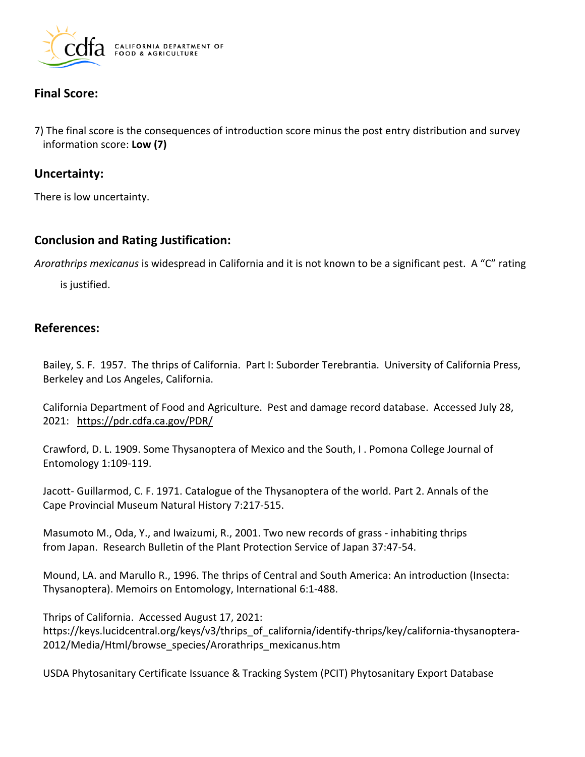## Final Score:

7) The final score is the consequences of introduction score minus the post entry distribution and survey information score: **Low (7)**

## Uncertainty:

There is low uncertainty.

## Conclusion and Rating Justification:

*Arorathrips mexicanus* is widespread in California and it is not known to be a significant pest. A "C" rating is justified.

## References:

Bailey, S. F. 1957. The thrips of California. Part I: Suborder Terebrantia. University of California Press, Berkeley and Los Angeles, California.

California Department of Food and Agriculture. Pest and damage record database. Accessed July 28, 2021: https://pdr.cdfa.ca.gov/PDR/

Crawford, D. L. 1909. Some Thysanoptera of Mexico and the South, I . Pomona College Journal of Entomology 1:109-119.

Jacott- Guillarmod, C. F. 1971. Catalogue of the Thysanoptera of the world. Part 2. Annals of the Cape Provincial Museum Natural History 7:217-515.

Masumoto M., Oda, Y., and Iwaizumi, R., 2001. Two new records of grass - inhabiting thrips from Japan. Research Bulletin of the Plant Protection Service of Japan 37:47-54.

Mound, LA. and Marullo R., 1996. The thrips of Central and South America: An introduction (Insecta: Thysanoptera). Memoirs on Entomology, International 6:1-488.

Thrips of California. Accessed August 17, 2021: https://keys.lucidcentral.org/keys/v3/thrips_of_california/identify-thrips/key/california-thysanoptera-2012/Media/Html/browse_species/Arorathrips_mexicanus.htm

USDA Phytosanitary Certificate Issuance & Tracking System (PCIT) Phytosanitary Export Database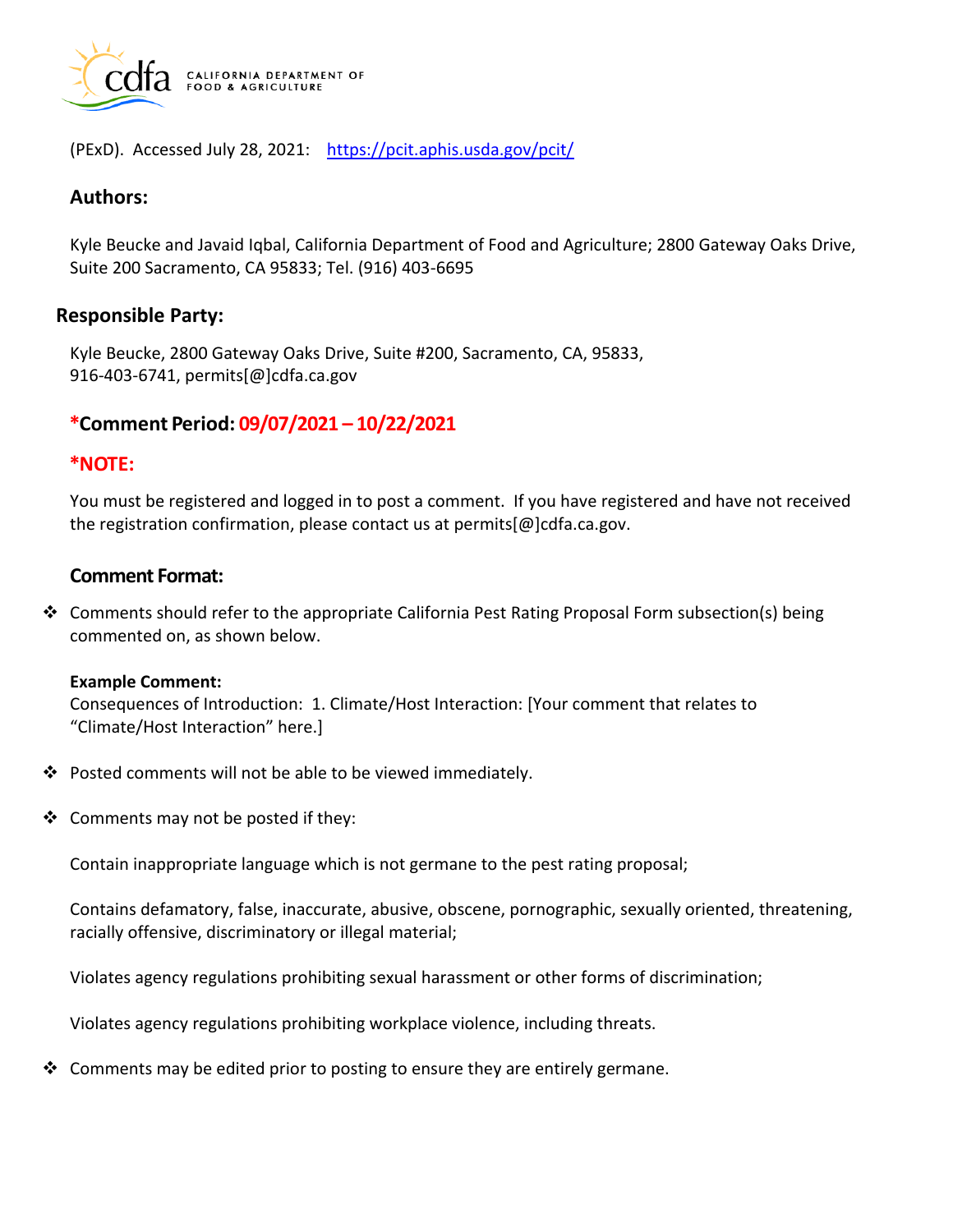(PExD). Accessed July 28, 2021: https://pcit.aphis.usda.gov/pcit/

## Authors:

Kyle Beucke and Javaid Iqbal, California Department of Food and Agriculture; 2800 Gateway Oaks Drive, Suite 200 Sacramento, CA 95833; Tel. (916) 403-6695

## Responsible Party:

Kyle Beucke, 2800 Gateway Oaks Drive, Suite #200, Sacramento, CA, 95833, 916-403-6741, permits[@]cdfa.ca.gov

## *Comment Period: 09/07/2021 – 10/22/2021

## *NOTE:

You must be registered and logged in to post a comment. If you have registered and have not received the registration confirmation, please contact us at permits[@]cdfa.ca.gov.

## Comment Format:

- Comments should refer to the appropriate California Pest Rating Proposal Form subsection(s) being commented on, as shown below.

  **Example Comment:**
  Consequences of Introduction: 1. Climate/Host Interaction: [Your comment that relates to "Climate/Host Interaction" here.]

- Posted comments will not be able to be viewed immediately.

- Comments may not be posted if they:

  Contain inappropriate language which is not germane to the pest rating proposal;

  Contains defamatory, false, inaccurate, abusive, obscene, pornographic, sexually oriented, threatening, racially offensive, discriminatory or illegal material;

  Violates agency regulations prohibiting sexual harassment or other forms of discrimination;

  Violates agency regulations prohibiting workplace violence, including threats.

- Comments may be edited prior to posting to ensure they are entirely germane.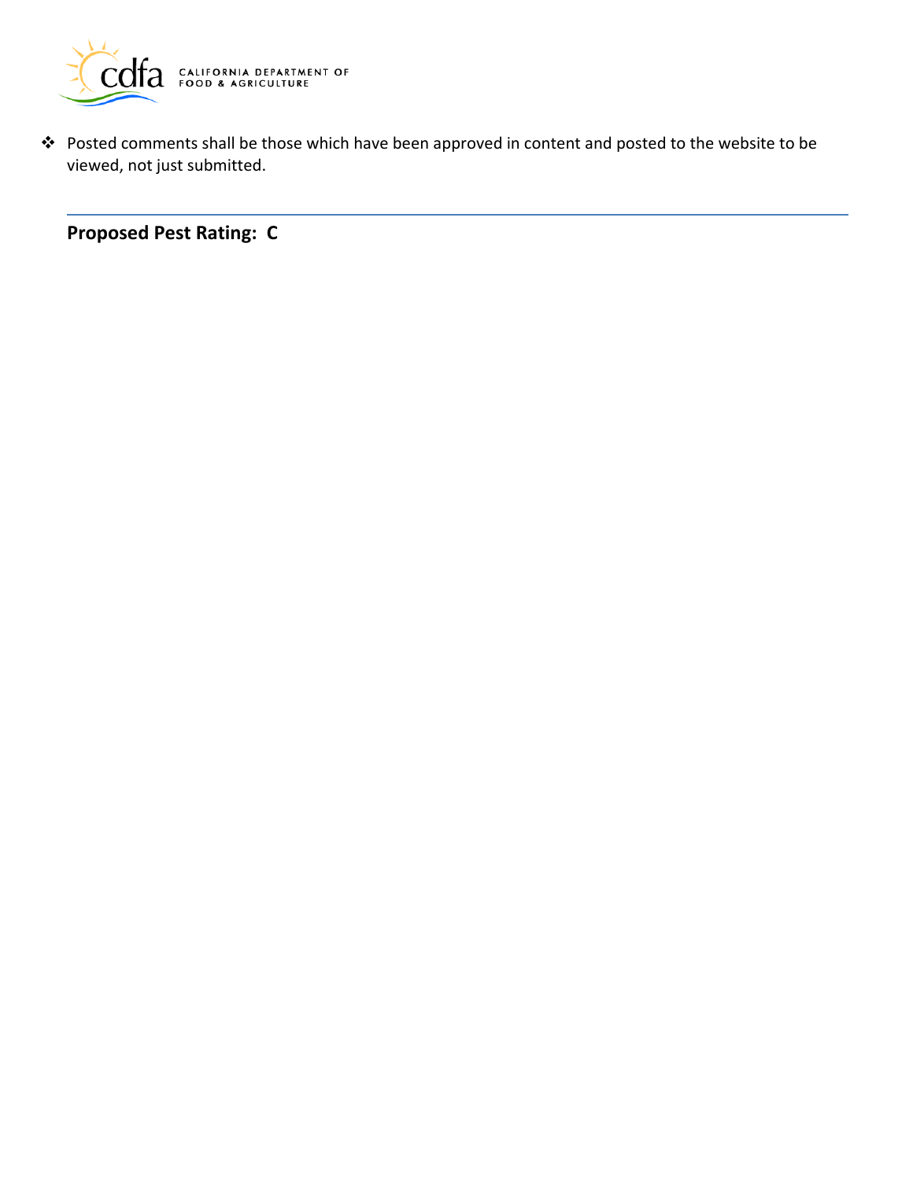- Posted comments shall be those which have been approved in content and posted to the website to be viewed, not just submitted.

---

**Proposed Pest Rating: C**